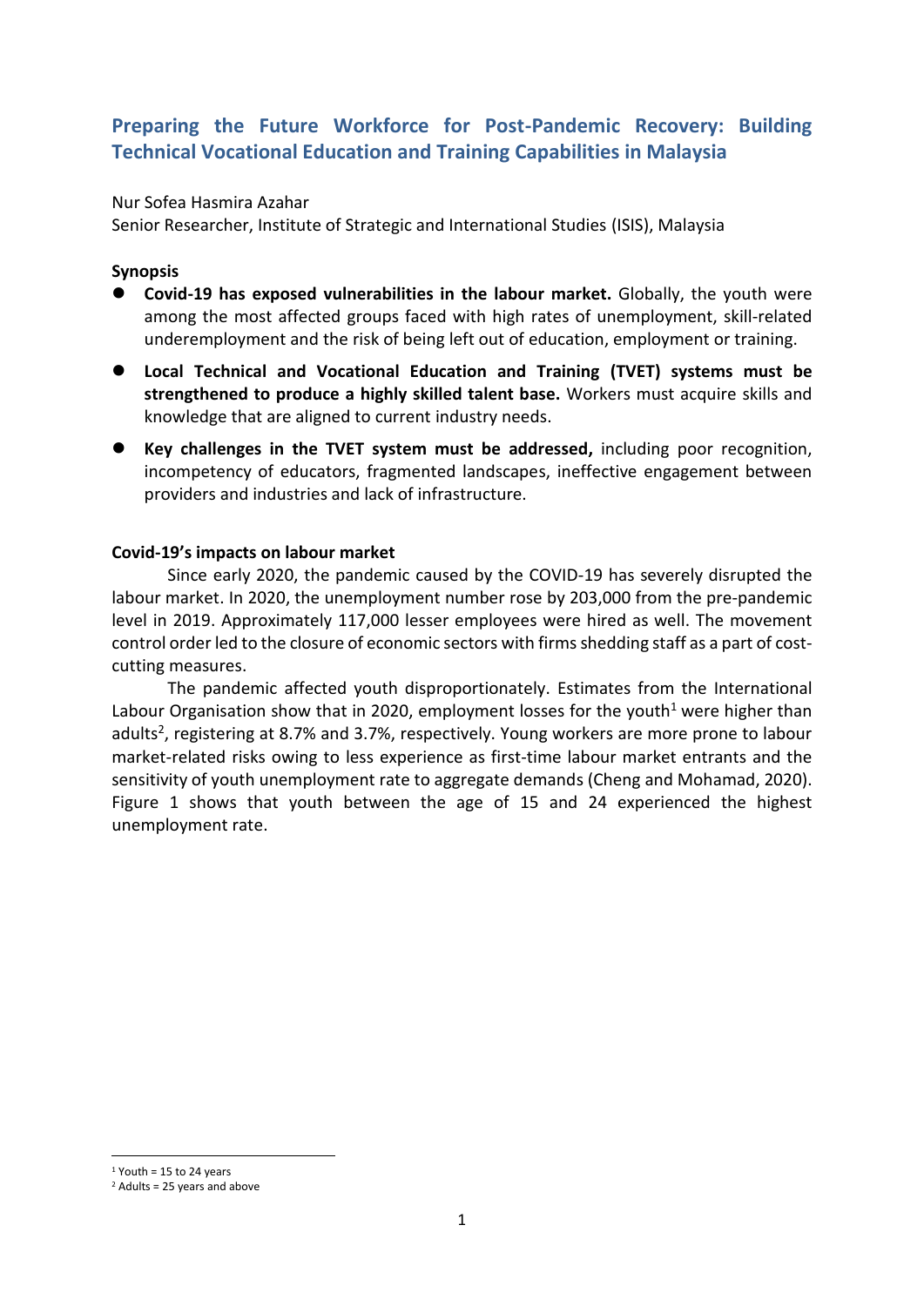# Preparing the Future Workforce for Post-Pandemic Recovery: Building Technical Vocational Education and Training Capabilities in Malaysia

Nur Sofea Hasmira Azahar

Senior Researcher, Institute of Strategic and International Studies (ISIS), Malaysia

**Synopsis**

- **Covid-19 has exposed vulnerabilities in the labour market.** Globally, the youth were among the most affected groups faced with high rates of unemployment, skill-related underemployment and the risk of being left out of education, employment or training.
- **Local Technical and Vocational Education and Training (TVET) systems must be strengthened to produce a highly skilled talent base.** Workers must acquire skills and knowledge that are aligned to current industry needs.
- **Key challenges in the TVET system must be addressed,** including poor recognition, incompetency of educators, fragmented landscapes, ineffective engagement between providers and industries and lack of infrastructure.

**Covid-19's impacts on labour market**

Since early 2020, the pandemic caused by the COVID-19 has severely disrupted the labour market. In 2020, the unemployment number rose by 203,000 from the pre-pandemic level in 2019. Approximately 117,000 lesser employees were hired as well. The movement control order led to the closure of economic sectors with firms shedding staff as a part of cost-cutting measures.

The pandemic affected youth disproportionately. Estimates from the International Labour Organisation show that in 2020, employment losses for the youth[1] were higher than adults[2], registering at 8.7% and 3.7%, respectively. Young workers are more prone to labour market-related risks owing to less experience as first-time labour market entrants and the sensitivity of youth unemployment rate to aggregate demands (Cheng and Mohamad, 2020). Figure 1 shows that youth between the age of 15 and 24 experienced the highest unemployment rate.

---

[1] Youth = 15 to 24 years

[2] Adults = 25 years and above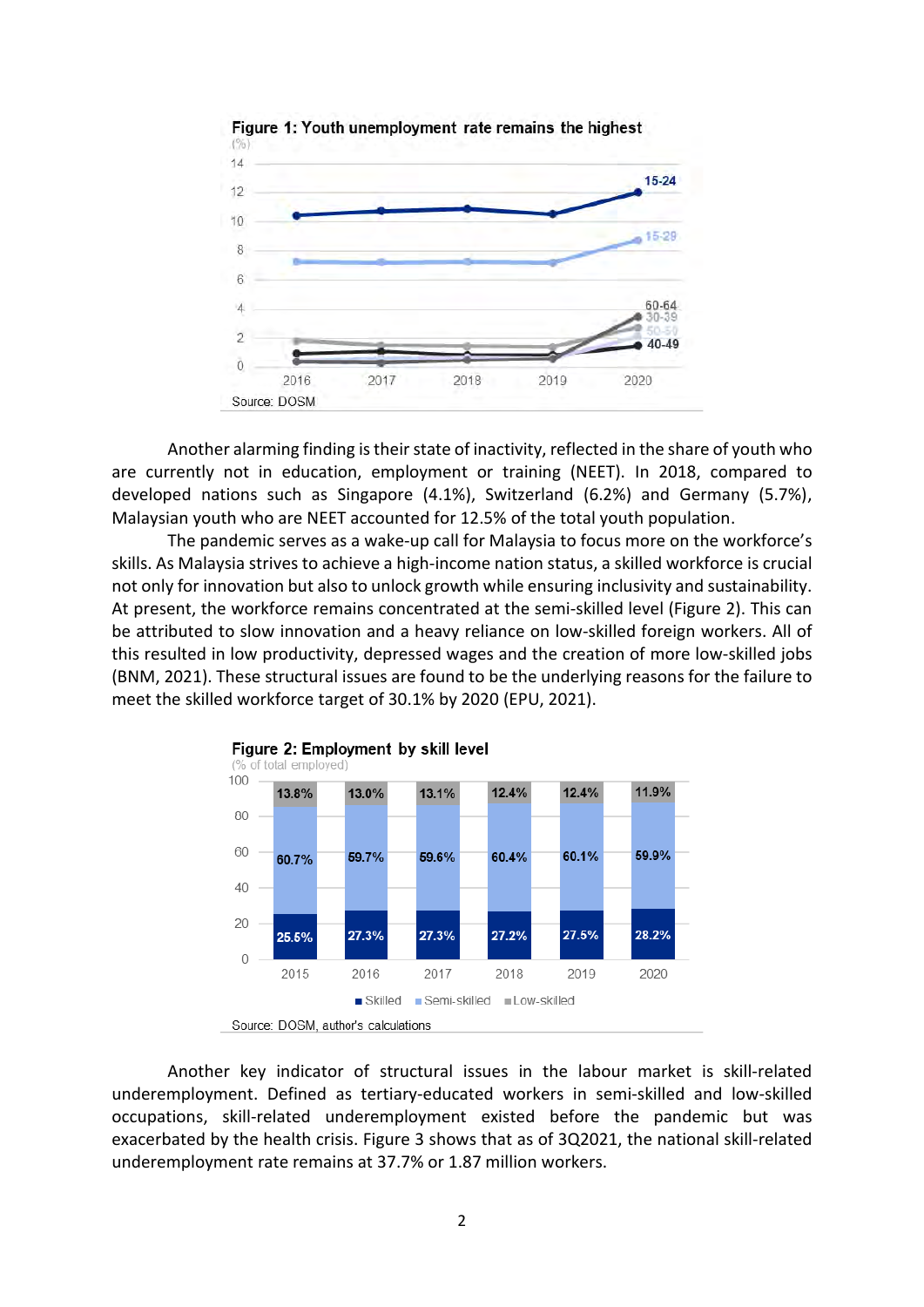**Figure 1: Youth unemployment rate remains the highest**

Source: DOSM

Another alarming finding is their state of inactivity, reflected in the share of youth who are currently not in education, employment or training (NEET). In 2018, compared to developed nations such as Singapore (4.1%), Switzerland (6.2%) and Germany (5.7%), Malaysian youth who are NEET accounted for 12.5% of the total youth population.

The pandemic serves as a wake-up call for Malaysia to focus more on the workforce's skills. As Malaysia strives to achieve a high-income nation status, a skilled workforce is crucial not only for innovation but also to unlock growth while ensuring inclusivity and sustainability. At present, the workforce remains concentrated at the semi-skilled level (Figure 2). This can be attributed to slow innovation and a heavy reliance on low-skilled foreign workers. All of this resulted in low productivity, depressed wages and the creation of more low-skilled jobs (BNM, 2021). These structural issues are found to be the underlying reasons for the failure to meet the skilled workforce target of 30.1% by 2020 (EPU, 2021).

**Figure 2: Employment by skill level**

(% of total employed)

| | 2015 | 2016 | 2017 | 2018 | 2019 | 2020 |
|---|---|---|---|---|---|---|
| Low-skilled | 13.8% | 13.0% | 13.1% | 12.4% | 12.4% | 11.9% |
| Semi-skilled | 60.7% | 59.7% | 59.6% | 60.4% | 60.1% | 59.9% |
| Skilled | 25.5% | 27.3% | 27.3% | 27.2% | 27.5% | 28.2% |

Source: DOSM, author's calculations

Another key indicator of structural issues in the labour market is skill-related underemployment. Defined as tertiary-educated workers in semi-skilled and low-skilled occupations, skill-related underemployment existed before the pandemic but was exacerbated by the health crisis. Figure 3 shows that as of 3Q2021, the national skill-related underemployment rate remains at 37.7% or 1.87 million workers.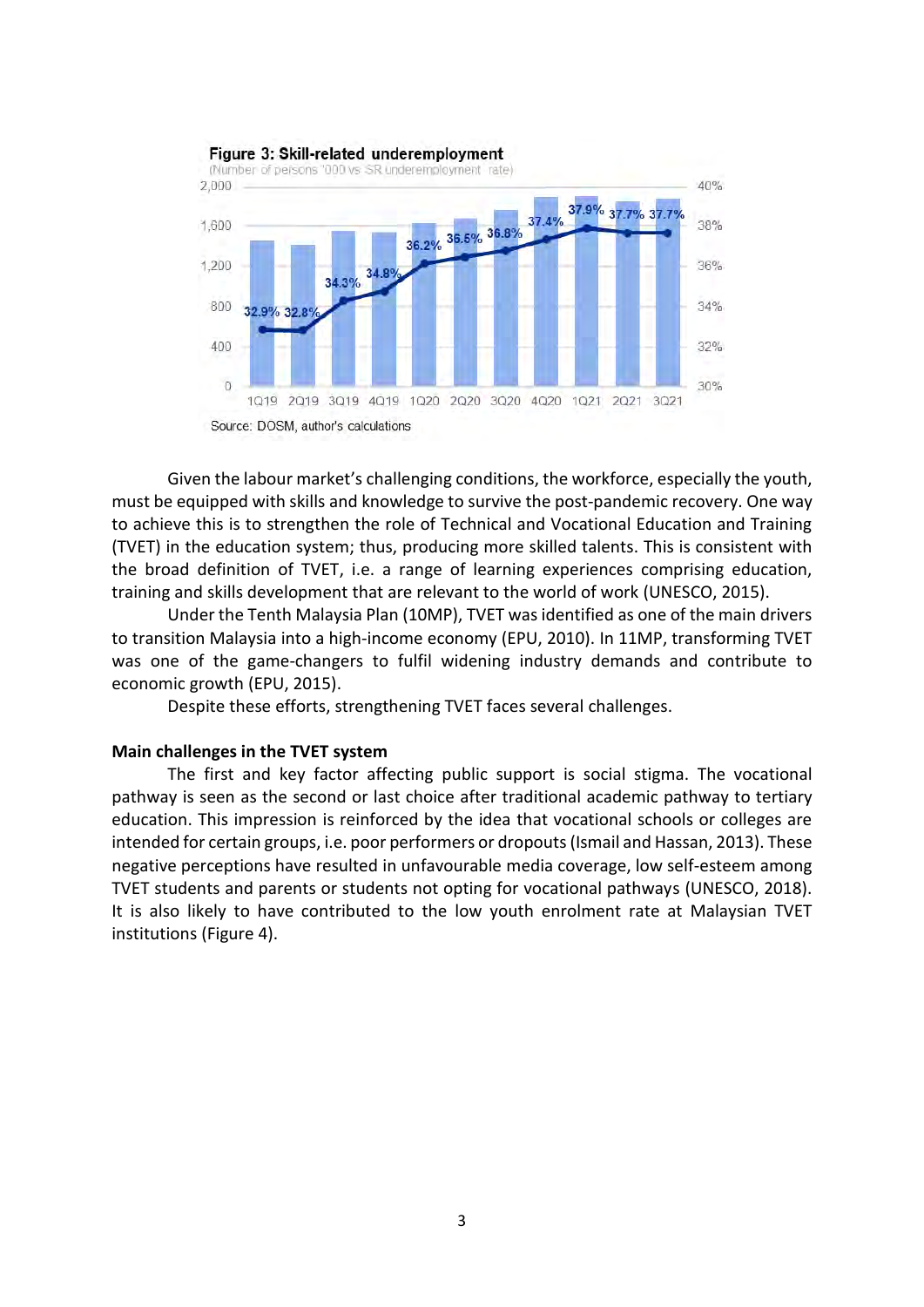**Figure 3: Skill-related underemployment**

(Number of persons '000 vs SR underemployment rate)

Source: DOSM, author's calculations

Given the labour market's challenging conditions, the workforce, especially the youth, must be equipped with skills and knowledge to survive the post-pandemic recovery. One way to achieve this is to strengthen the role of Technical and Vocational Education and Training (TVET) in the education system; thus, producing more skilled talents. This is consistent with the broad definition of TVET, i.e. a range of learning experiences comprising education, training and skills development that are relevant to the world of work (UNESCO, 2015).

Under the Tenth Malaysia Plan (10MP), TVET was identified as one of the main drivers to transition Malaysia into a high-income economy (EPU, 2010). In 11MP, transforming TVET was one of the game-changers to fulfil widening industry demands and contribute to economic growth (EPU, 2015).

Despite these efforts, strengthening TVET faces several challenges.

**Main challenges in the TVET system**

The first and key factor affecting public support is social stigma. The vocational pathway is seen as the second or last choice after traditional academic pathway to tertiary education. This impression is reinforced by the idea that vocational schools or colleges are intended for certain groups, i.e. poor performers or dropouts (Ismail and Hassan, 2013). These negative perceptions have resulted in unfavourable media coverage, low self-esteem among TVET students and parents or students not opting for vocational pathways (UNESCO, 2018). It is also likely to have contributed to the low youth enrolment rate at Malaysian TVET institutions (Figure 4).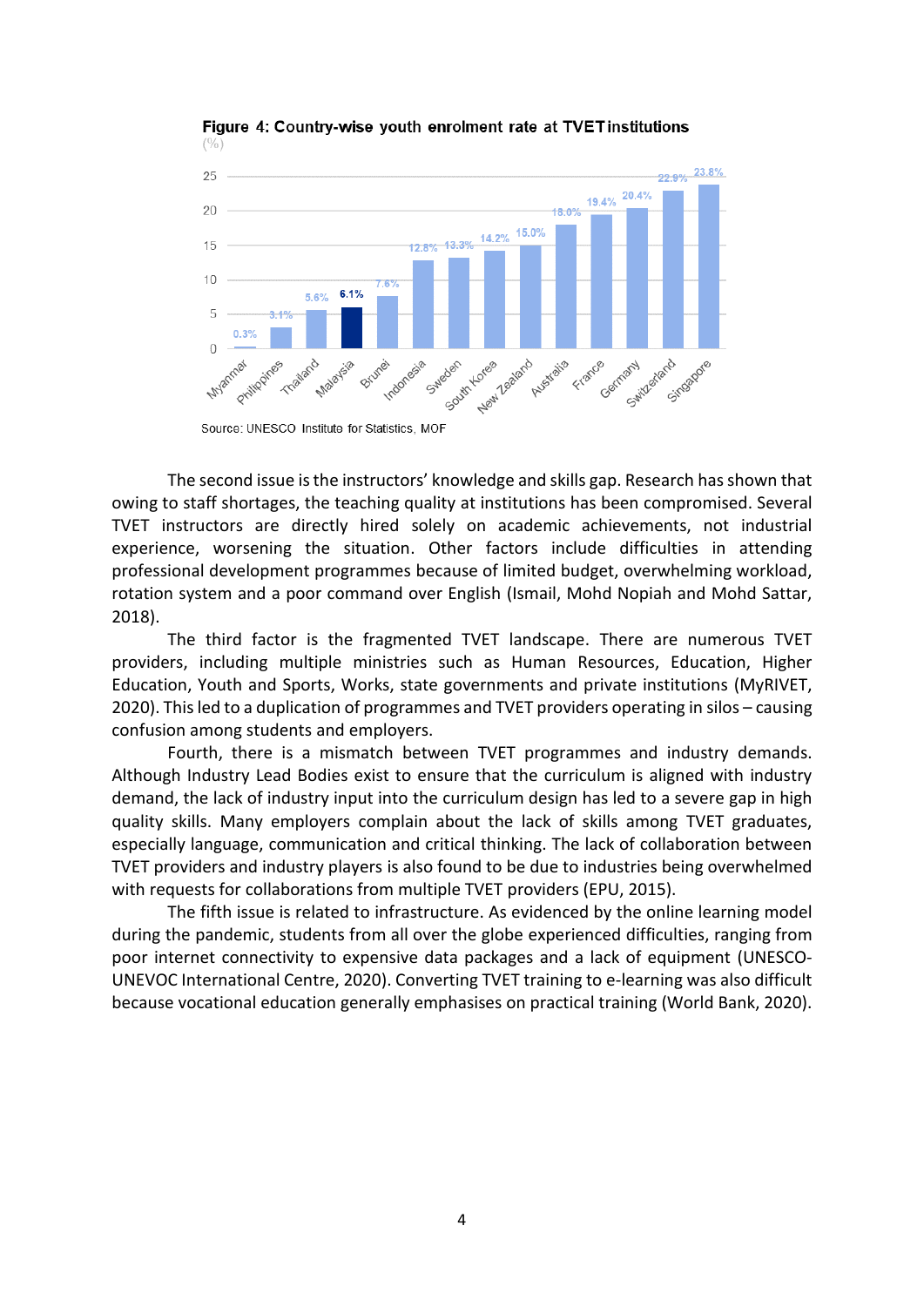**Figure 4: Country-wise youth enrolment rate at TVET institutions**

(%)

| Country | Enrolment rate (%) |
|---|---|
| Myanmar | 0.3% |
| Philippines | 3.1% |
| Thailand | 5.6% |
| Malaysia | 6.1% |
| Brunei | 7.6% |
| Indonesia | 12.8% |
| Sweden | 13.3% |
| South Korea | 14.2% |
| New Zealand | 15.0% |
| Australia | 18.0% |
| France | 19.4% |
| Germany | 20.4% |
| Switzerland | 22.9% |
| Singapore | 23.8% |

Source: UNESCO Institute for Statistics, MOF

The second issue is the instructors' knowledge and skills gap. Research has shown that owing to staff shortages, the teaching quality at institutions has been compromised. Several TVET instructors are directly hired solely on academic achievements, not industrial experience, worsening the situation. Other factors include difficulties in attending professional development programmes because of limited budget, overwhelming workload, rotation system and a poor command over English (Ismail, Mohd Nopiah and Mohd Sattar, 2018).

The third factor is the fragmented TVET landscape. There are numerous TVET providers, including multiple ministries such as Human Resources, Education, Higher Education, Youth and Sports, Works, state governments and private institutions (MyRIVET, 2020). This led to a duplication of programmes and TVET providers operating in silos – causing confusion among students and employers.

Fourth, there is a mismatch between TVET programmes and industry demands. Although Industry Lead Bodies exist to ensure that the curriculum is aligned with industry demand, the lack of industry input into the curriculum design has led to a severe gap in high quality skills. Many employers complain about the lack of skills among TVET graduates, especially language, communication and critical thinking. The lack of collaboration between TVET providers and industry players is also found to be due to industries being overwhelmed with requests for collaborations from multiple TVET providers (EPU, 2015).

The fifth issue is related to infrastructure. As evidenced by the online learning model during the pandemic, students from all over the globe experienced difficulties, ranging from poor internet connectivity to expensive data packages and a lack of equipment (UNESCO-UNEVOC International Centre, 2020). Converting TVET training to e-learning was also difficult because vocational education generally emphasises on practical training (World Bank, 2020).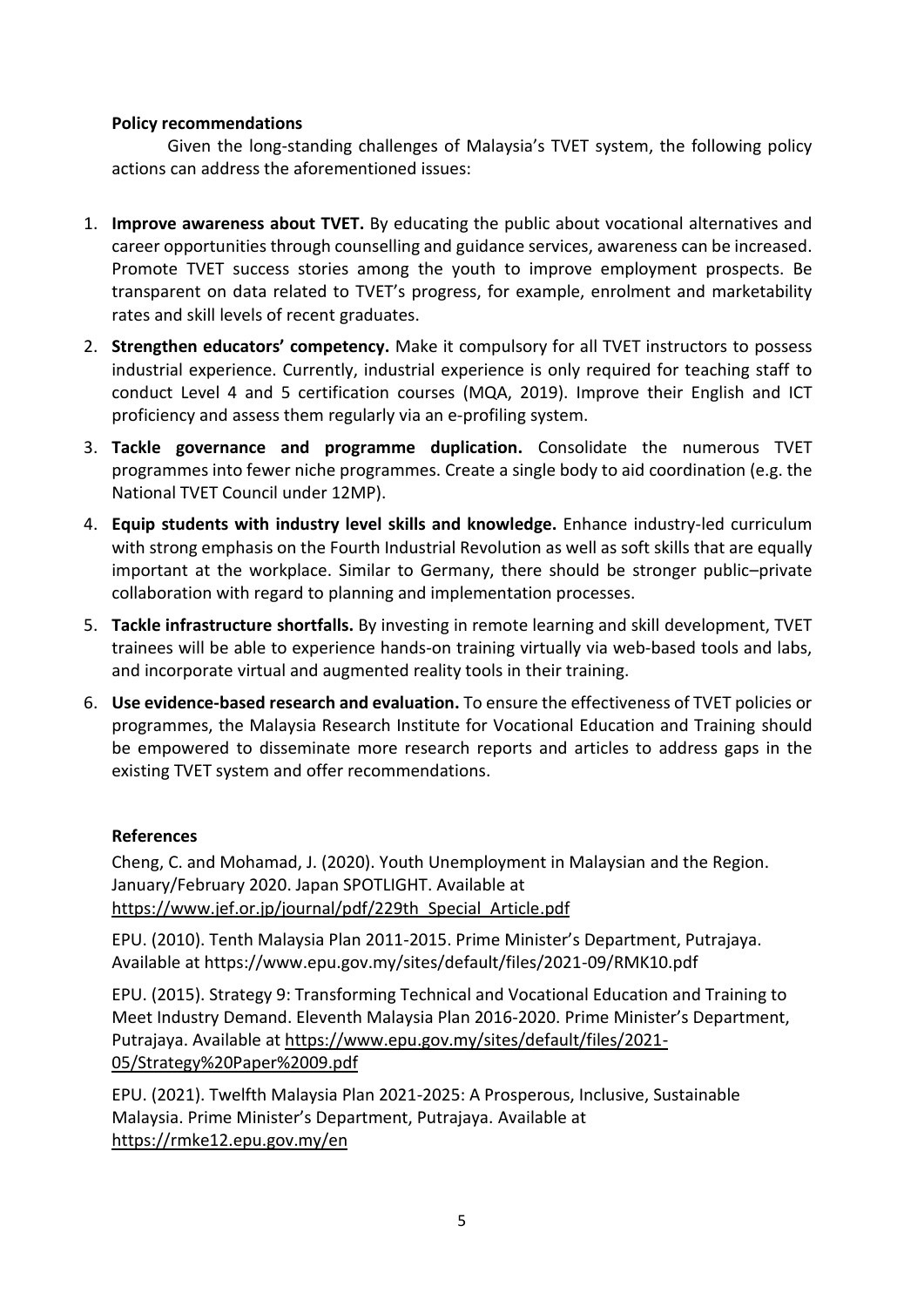**Policy recommendations**

Given the long-standing challenges of Malaysia's TVET system, the following policy actions can address the aforementioned issues:

1. **Improve awareness about TVET.** By educating the public about vocational alternatives and career opportunities through counselling and guidance services, awareness can be increased. Promote TVET success stories among the youth to improve employment prospects. Be transparent on data related to TVET's progress, for example, enrolment and marketability rates and skill levels of recent graduates.
2. **Strengthen educators' competency.** Make it compulsory for all TVET instructors to possess industrial experience. Currently, industrial experience is only required for teaching staff to conduct Level 4 and 5 certification courses (MQA, 2019). Improve their English and ICT proficiency and assess them regularly via an e-profiling system.
3. **Tackle governance and programme duplication.** Consolidate the numerous TVET programmes into fewer niche programmes. Create a single body to aid coordination (e.g. the National TVET Council under 12MP).
4. **Equip students with industry level skills and knowledge.** Enhance industry-led curriculum with strong emphasis on the Fourth Industrial Revolution as well as soft skills that are equally important at the workplace. Similar to Germany, there should be stronger public–private collaboration with regard to planning and implementation processes.
5. **Tackle infrastructure shortfalls.** By investing in remote learning and skill development, TVET trainees will be able to experience hands-on training virtually via web-based tools and labs, and incorporate virtual and augmented reality tools in their training.
6. **Use evidence-based research and evaluation.** To ensure the effectiveness of TVET policies or programmes, the Malaysia Research Institute for Vocational Education and Training should be empowered to disseminate more research reports and articles to address gaps in the existing TVET system and offer recommendations.

**References**

Cheng, C. and Mohamad, J. (2020). Youth Unemployment in Malaysian and the Region. January/February 2020. Japan SPOTLIGHT. Available at https://www.jef.or.jp/journal/pdf/229th_Special_Article.pdf

EPU. (2010). Tenth Malaysia Plan 2011-2015. Prime Minister's Department, Putrajaya. Available at https://www.epu.gov.my/sites/default/files/2021-09/RMK10.pdf

EPU. (2015). Strategy 9: Transforming Technical and Vocational Education and Training to Meet Industry Demand. Eleventh Malaysia Plan 2016-2020. Prime Minister's Department, Putrajaya. Available at https://www.epu.gov.my/sites/default/files/2021-05/Strategy%20Paper%2009.pdf

EPU. (2021). Twelfth Malaysia Plan 2021-2025: A Prosperous, Inclusive, Sustainable Malaysia. Prime Minister's Department, Putrajaya. Available at https://rmke12.epu.gov.my/en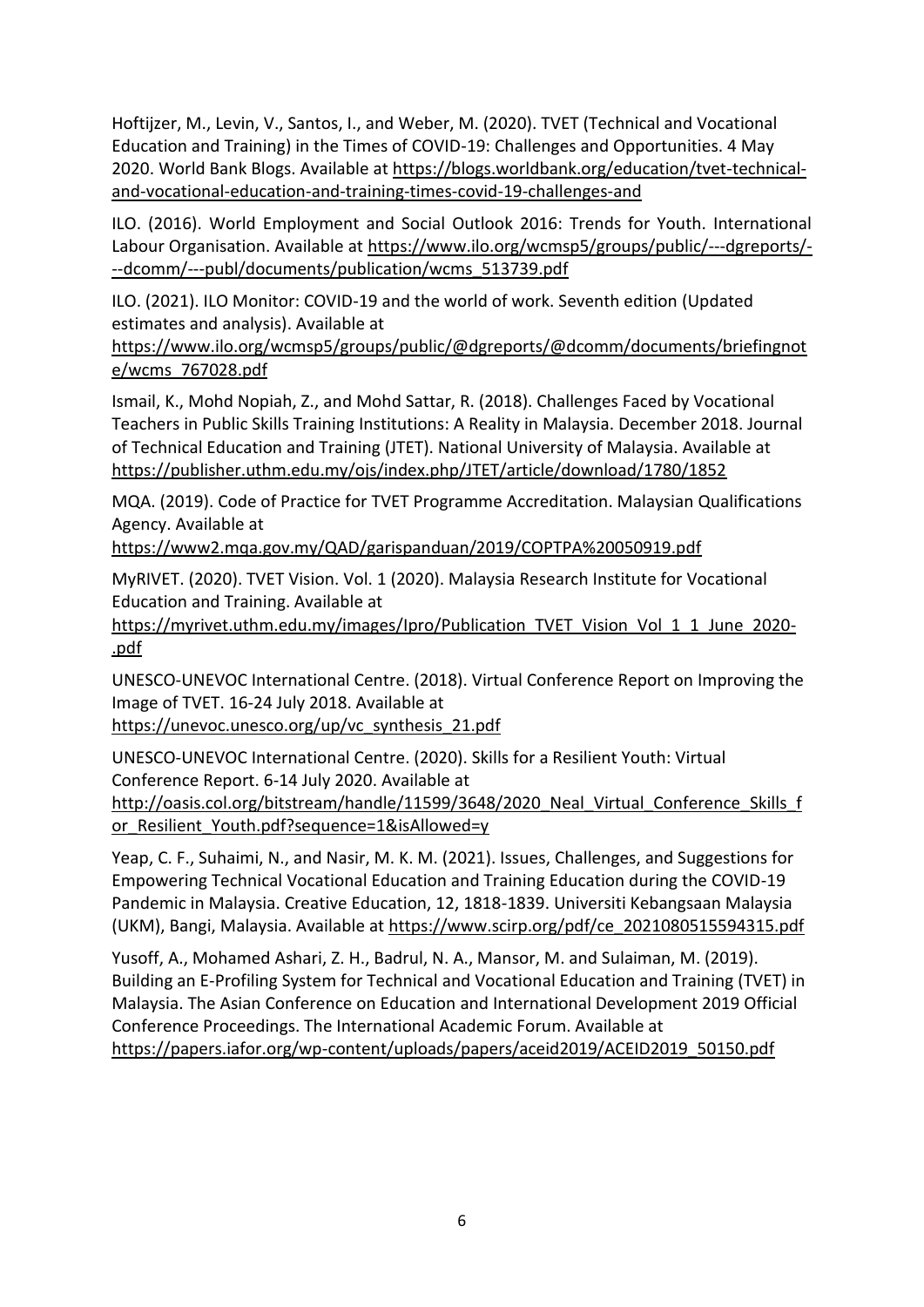Hoftijzer, M., Levin, V., Santos, I., and Weber, M. (2020). TVET (Technical and Vocational Education and Training) in the Times of COVID-19: Challenges and Opportunities. 4 May 2020. World Bank Blogs. Available at https://blogs.worldbank.org/education/tvet-technical-and-vocational-education-and-training-times-covid-19-challenges-and

ILO. (2016). World Employment and Social Outlook 2016: Trends for Youth. International Labour Organisation. Available at https://www.ilo.org/wcmsp5/groups/public/---dgreports/---dcomm/---publ/documents/publication/wcms_513739.pdf

ILO. (2021). ILO Monitor: COVID-19 and the world of work. Seventh edition (Updated estimates and analysis). Available at https://www.ilo.org/wcmsp5/groups/public/@dgreports/@dcomm/documents/briefingnote/wcms_767028.pdf

Ismail, K., Mohd Nopiah, Z., and Mohd Sattar, R. (2018). Challenges Faced by Vocational Teachers in Public Skills Training Institutions: A Reality in Malaysia. December 2018. Journal of Technical Education and Training (JTET). National University of Malaysia. Available at https://publisher.uthm.edu.my/ojs/index.php/JTET/article/download/1780/1852

MQA. (2019). Code of Practice for TVET Programme Accreditation. Malaysian Qualifications Agency. Available at https://www2.mqa.gov.my/QAD/garispanduan/2019/COPTPA%20050919.pdf

MyRIVET. (2020). TVET Vision. Vol. 1 (2020). Malaysia Research Institute for Vocational Education and Training. Available at https://myrivet.uthm.edu.my/images/Ipro/Publication_TVET_Vision_Vol_1_1_June_2020-.pdf

UNESCO-UNEVOC International Centre. (2018). Virtual Conference Report on Improving the Image of TVET. 16-24 July 2018. Available at https://unevoc.unesco.org/up/vc_synthesis_21.pdf

UNESCO-UNEVOC International Centre. (2020). Skills for a Resilient Youth: Virtual Conference Report. 6-14 July 2020. Available at http://oasis.col.org/bitstream/handle/11599/3648/2020_Neal_Virtual_Conference_Skills_for_Resilient_Youth.pdf?sequence=1&isAllowed=y

Yeap, C. F., Suhaimi, N., and Nasir, M. K. M. (2021). Issues, Challenges, and Suggestions for Empowering Technical Vocational Education and Training Education during the COVID-19 Pandemic in Malaysia. Creative Education, 12, 1818-1839. Universiti Kebangsaan Malaysia (UKM), Bangi, Malaysia. Available at https://www.scirp.org/pdf/ce_2021080515594315.pdf

Yusoff, A., Mohamed Ashari, Z. H., Badrul, N. A., Mansor, M. and Sulaiman, M. (2019). Building an E-Profiling System for Technical and Vocational Education and Training (TVET) in Malaysia. The Asian Conference on Education and International Development 2019 Official Conference Proceedings. The International Academic Forum. Available at https://papers.iafor.org/wp-content/uploads/papers/aceid2019/ACEID2019_50150.pdf